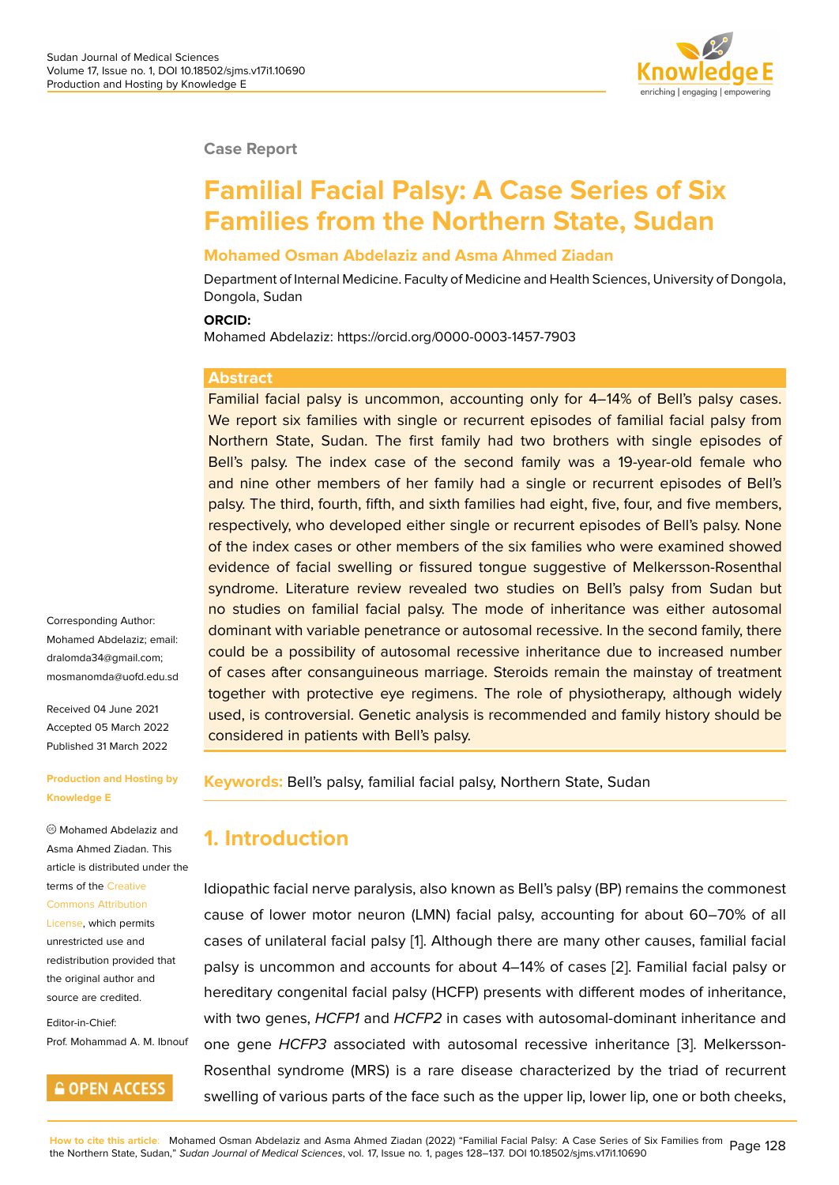Case Report

# Familial Facial Palsy: A Case Series of Six Families from the Northern State, Sudan

**Mohamed Osman Abdelaziz and Asma Ahmed Ziadan**

Department of Internal Medicine. Faculty of Medicine and Health Sciences, University of Dongola, Dongola, Sudan

**ORCID:**

Mohamed Abdelaziz: https://orcid.org/0000-0003-1457-7903

Corresponding Author: Mohamed Abdelaziz; email: dralomda34@gmail.com; mosmanomda@uofd.edu.sd

Received 04 June 2021
Accepted 05 March 2022
Published 31 March 2022

**Production and Hosting by Knowledge E**

© Mohamed Abdelaziz and Asma Ahmed Ziadan. This article is distributed under the terms of the Creative Commons Attribution License, which permits unrestricted use and redistribution provided that the original author and source are credited.

Editor-in-Chief:
Prof. Mohammad A. M. Ibnouf

## Abstract

Familial facial palsy is uncommon, accounting only for 4–14% of Bell's palsy cases. We report six families with single or recurrent episodes of familial facial palsy from Northern State, Sudan. The first family had two brothers with single episodes of Bell's palsy. The index case of the second family was a 19-year-old female who and nine other members of her family had a single or recurrent episodes of Bell's palsy. The third, fourth, fifth, and sixth families had eight, five, four, and five members, respectively, who developed either single or recurrent episodes of Bell's palsy. None of the index cases or other members of the six families who were examined showed evidence of facial swelling or fissured tongue suggestive of Melkersson-Rosenthal syndrome. Literature review revealed two studies on Bell's palsy from Sudan but no studies on familial facial palsy. The mode of inheritance was either autosomal dominant with variable penetrance or autosomal recessive. In the second family, there could be a possibility of autosomal recessive inheritance due to increased number of cases after consanguineous marriage. Steroids remain the mainstay of treatment together with protective eye regimens. The role of physiotherapy, although widely used, is controversial. Genetic analysis is recommended and family history should be considered in patients with Bell's palsy.

**Keywords:** Bell's palsy, familial facial palsy, Northern State, Sudan

## 1. Introduction

Idiopathic facial nerve paralysis, also known as Bell's palsy (BP) remains the commonest cause of lower motor neuron (LMN) facial palsy, accounting for about 60–70% of all cases of unilateral facial palsy [1]. Although there are many other causes, familial facial palsy is uncommon and accounts for about 4–14% of cases [2]. Familial facial palsy or hereditary congenital facial palsy (HCFP) presents with different modes of inheritance, with two genes, *HCFP1* and *HCFP2* in cases with autosomal-dominant inheritance and one gene *HCFP3* associated with autosomal recessive inheritance [3]. Melkersson-Rosenthal syndrome (MRS) is a rare disease characterized by the triad of recurrent swelling of various parts of the face such as the upper lip, lower lip, one or both cheeks,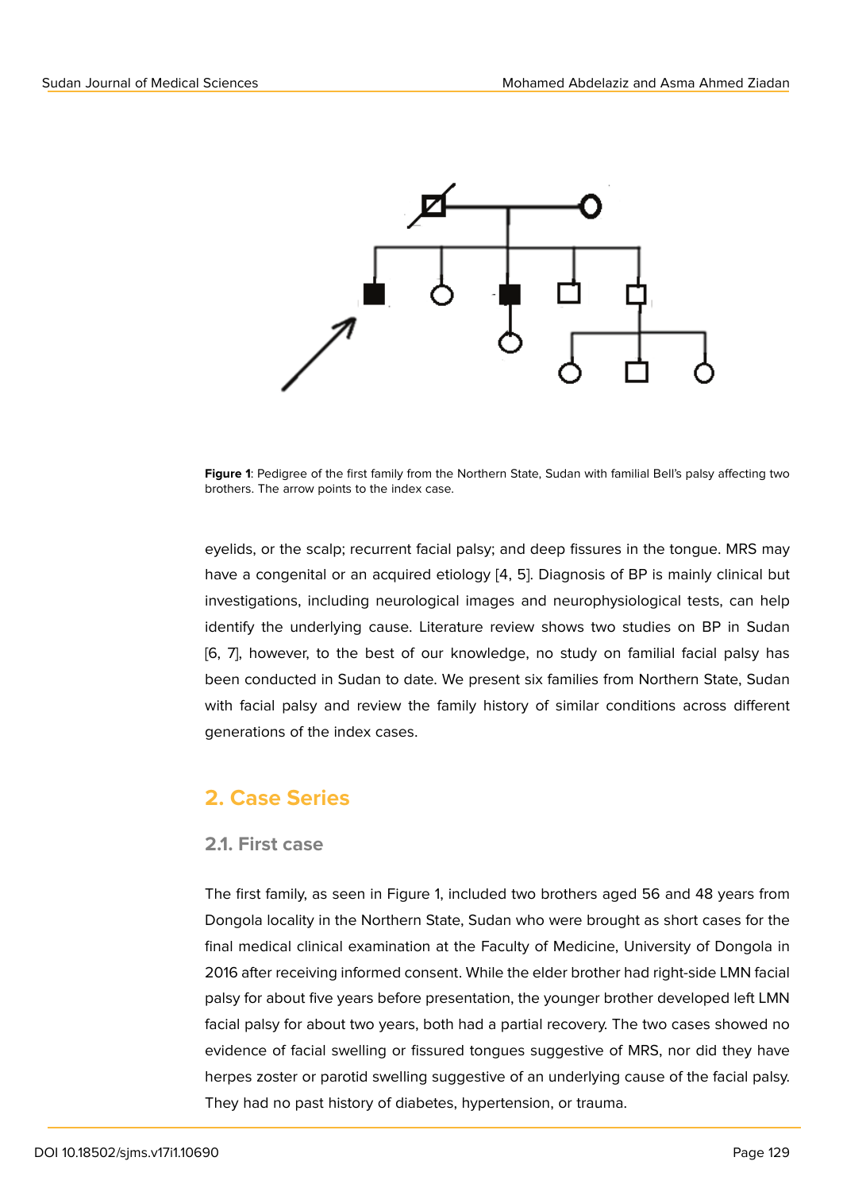**Figure 1**: Pedigree of the first family from the Northern State, Sudan with familial Bell's palsy affecting two brothers. The arrow points to the index case.

eyelids, or the scalp; recurrent facial palsy; and deep fissures in the tongue. MRS may have a congenital or an acquired etiology [4, 5]. Diagnosis of BP is mainly clinical but investigations, including neurological images and neurophysiological tests, can help identify the underlying cause. Literature review shows two studies on BP in Sudan [6, 7], however, to the best of our knowledge, no study on familial facial palsy has been conducted in Sudan to date. We present six families from Northern State, Sudan with facial palsy and review the family history of similar conditions across different generations of the index cases.

## 2. Case Series

### 2.1. First case

The first family, as seen in Figure 1, included two brothers aged 56 and 48 years from Dongola locality in the Northern State, Sudan who were brought as short cases for the final medical clinical examination at the Faculty of Medicine, University of Dongola in 2016 after receiving informed consent. While the elder brother had right-side LMN facial palsy for about five years before presentation, the younger brother developed left LMN facial palsy for about two years, both had a partial recovery. The two cases showed no evidence of facial swelling or fissured tongues suggestive of MRS, nor did they have herpes zoster or parotid swelling suggestive of an underlying cause of the facial palsy. They had no past history of diabetes, hypertension, or trauma.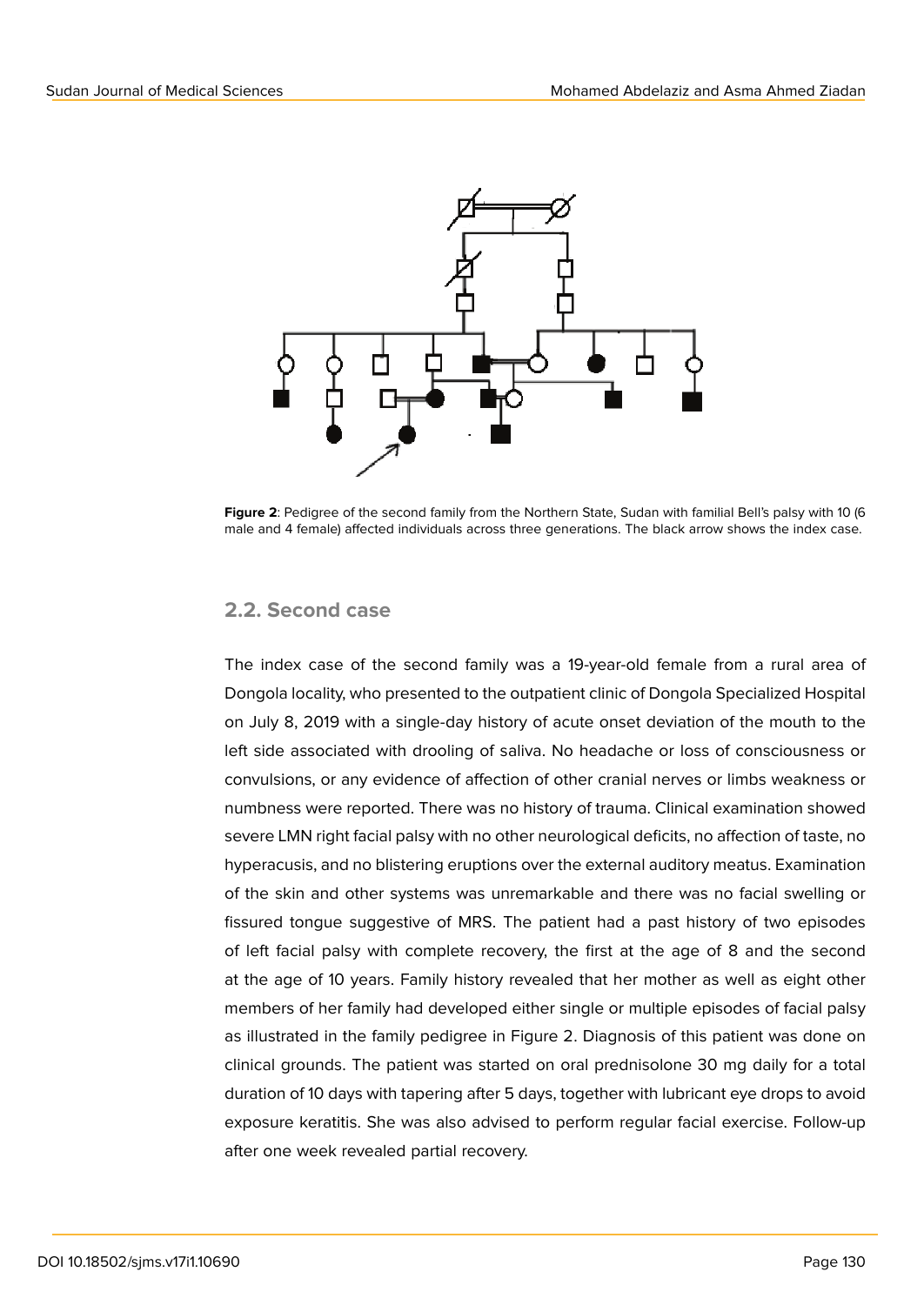**Figure 2**: Pedigree of the second family from the Northern State, Sudan with familial Bell's palsy with 10 (6 male and 4 female) affected individuals across three generations. The black arrow shows the index case.

## 2.2. Second case

The index case of the second family was a 19-year-old female from a rural area of Dongola locality, who presented to the outpatient clinic of Dongola Specialized Hospital on July 8, 2019 with a single-day history of acute onset deviation of the mouth to the left side associated with drooling of saliva. No headache or loss of consciousness or convulsions, or any evidence of affection of other cranial nerves or limbs weakness or numbness were reported. There was no history of trauma. Clinical examination showed severe LMN right facial palsy with no other neurological deficits, no affection of taste, no hyperacusis, and no blistering eruptions over the external auditory meatus. Examination of the skin and other systems was unremarkable and there was no facial swelling or fissured tongue suggestive of MRS. The patient had a past history of two episodes of left facial palsy with complete recovery, the first at the age of 8 and the second at the age of 10 years. Family history revealed that her mother as well as eight other members of her family had developed either single or multiple episodes of facial palsy as illustrated in the family pedigree in Figure 2. Diagnosis of this patient was done on clinical grounds. The patient was started on oral prednisolone 30 mg daily for a total duration of 10 days with tapering after 5 days, together with lubricant eye drops to avoid exposure keratitis. She was also advised to perform regular facial exercise. Follow-up after one week revealed partial recovery.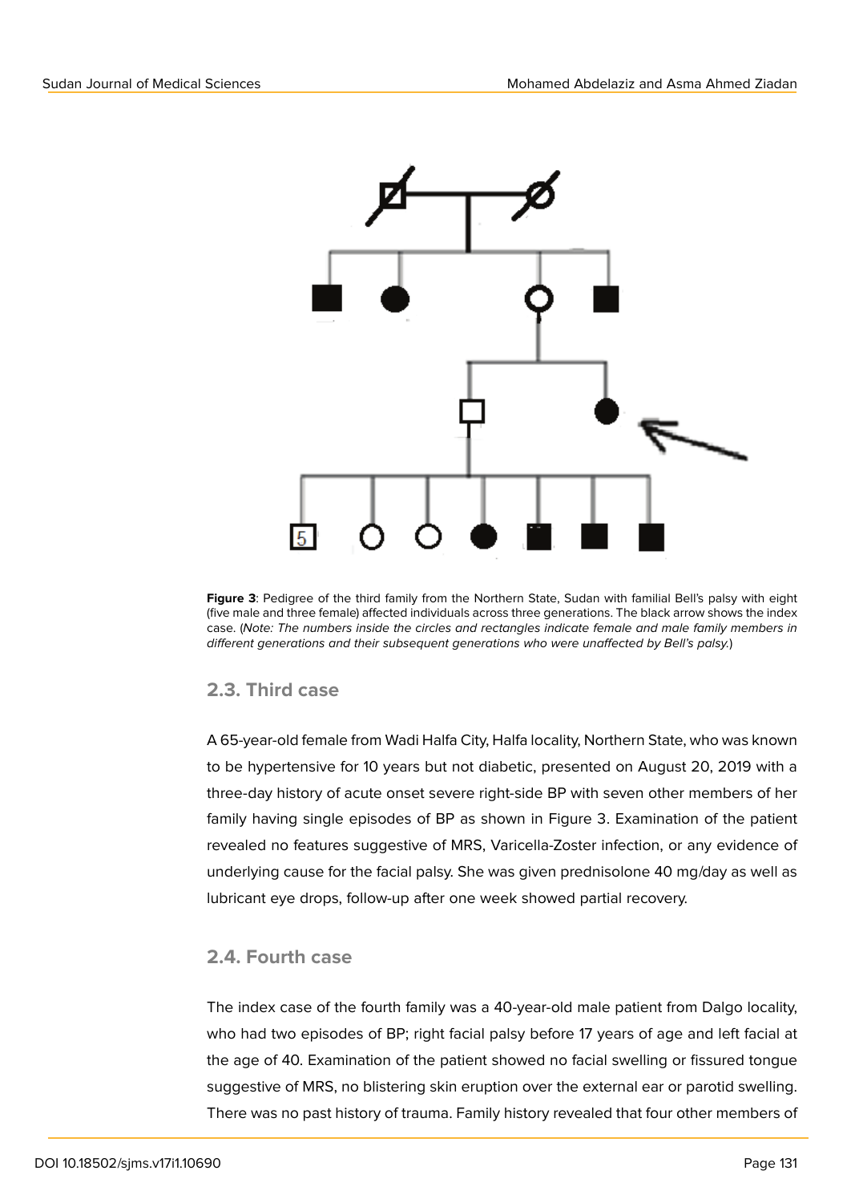**Figure 3**: Pedigree of the third family from the Northern State, Sudan with familial Bell's palsy with eight (five male and three female) affected individuals across three generations. The black arrow shows the index case. (*Note: The numbers inside the circles and rectangles indicate female and male family members in different generations and their subsequent generations who were unaffected by Bell's palsy.*)

## 2.3. Third case

A 65-year-old female from Wadi Halfa City, Halfa locality, Northern State, who was known to be hypertensive for 10 years but not diabetic, presented on August 20, 2019 with a three-day history of acute onset severe right-side BP with seven other members of her family having single episodes of BP as shown in Figure 3. Examination of the patient revealed no features suggestive of MRS, Varicella-Zoster infection, or any evidence of underlying cause for the facial palsy. She was given prednisolone 40 mg/day as well as lubricant eye drops, follow-up after one week showed partial recovery.

## 2.4. Fourth case

The index case of the fourth family was a 40-year-old male patient from Dalgo locality, who had two episodes of BP; right facial palsy before 17 years of age and left facial at the age of 40. Examination of the patient showed no facial swelling or fissured tongue suggestive of MRS, no blistering skin eruption over the external ear or parotid swelling. There was no past history of trauma. Family history revealed that four other members of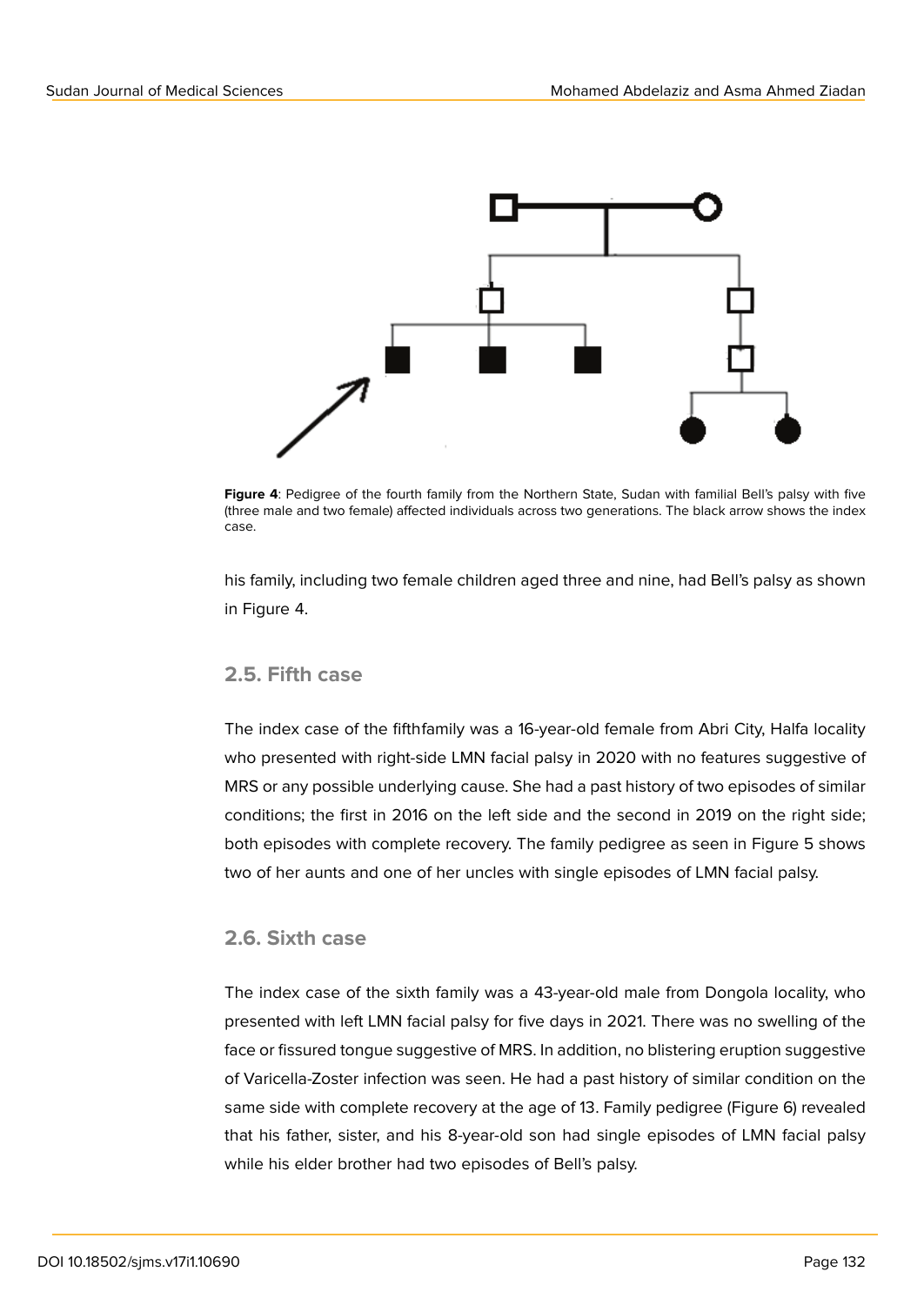**Figure 4**: Pedigree of the fourth family from the Northern State, Sudan with familial Bell's palsy with five (three male and two female) affected individuals across two generations. The black arrow shows the index case.

his family, including two female children aged three and nine, had Bell's palsy as shown in Figure 4.

## 2.5. Fifth case

The index case of the fifthfamily was a 16-year-old female from Abri City, Halfa locality who presented with right-side LMN facial palsy in 2020 with no features suggestive of MRS or any possible underlying cause. She had a past history of two episodes of similar conditions; the first in 2016 on the left side and the second in 2019 on the right side; both episodes with complete recovery. The family pedigree as seen in Figure 5 shows two of her aunts and one of her uncles with single episodes of LMN facial palsy.

## 2.6. Sixth case

The index case of the sixth family was a 43-year-old male from Dongola locality, who presented with left LMN facial palsy for five days in 2021. There was no swelling of the face or fissured tongue suggestive of MRS. In addition, no blistering eruption suggestive of Varicella-Zoster infection was seen. He had a past history of similar condition on the same side with complete recovery at the age of 13. Family pedigree (Figure 6) revealed that his father, sister, and his 8-year-old son had single episodes of LMN facial palsy while his elder brother had two episodes of Bell's palsy.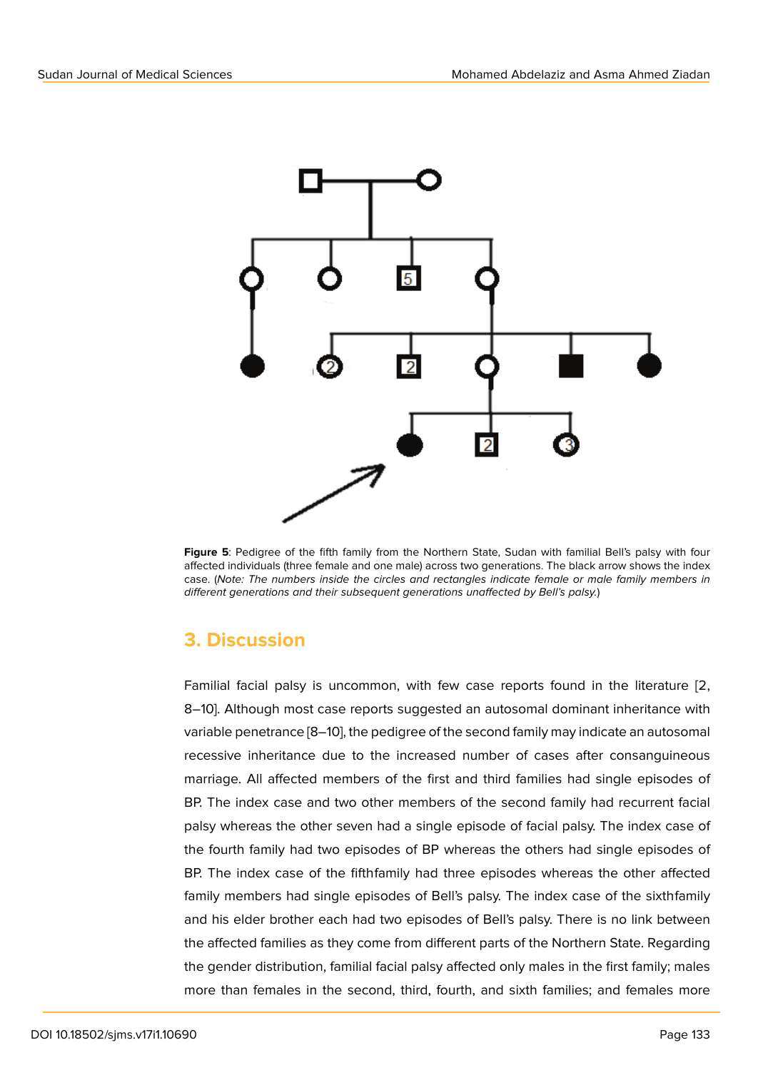**Figure 5**: Pedigree of the fifth family from the Northern State, Sudan with familial Bell's palsy with four affected individuals (three female and one male) across two generations. The black arrow shows the index case. (*Note: The numbers inside the circles and rectangles indicate female or male family members in different generations and their subsequent generations unaffected by Bell's palsy.*)

## 3. Discussion

Familial facial palsy is uncommon, with few case reports found in the literature [2, 8–10]. Although most case reports suggested an autosomal dominant inheritance with variable penetrance [8–10], the pedigree of the second family may indicate an autosomal recessive inheritance due to the increased number of cases after consanguineous marriage. All affected members of the first and third families had single episodes of BP. The index case and two other members of the second family had recurrent facial palsy whereas the other seven had a single episode of facial palsy. The index case of the fourth family had two episodes of BP whereas the others had single episodes of BP. The index case of the fifthfamily had three episodes whereas the other affected family members had single episodes of Bell's palsy. The index case of the sixthfamily and his elder brother each had two episodes of Bell's palsy. There is no link between the affected families as they come from different parts of the Northern State. Regarding the gender distribution, familial facial palsy affected only males in the first family; males more than females in the second, third, fourth, and sixth families; and females more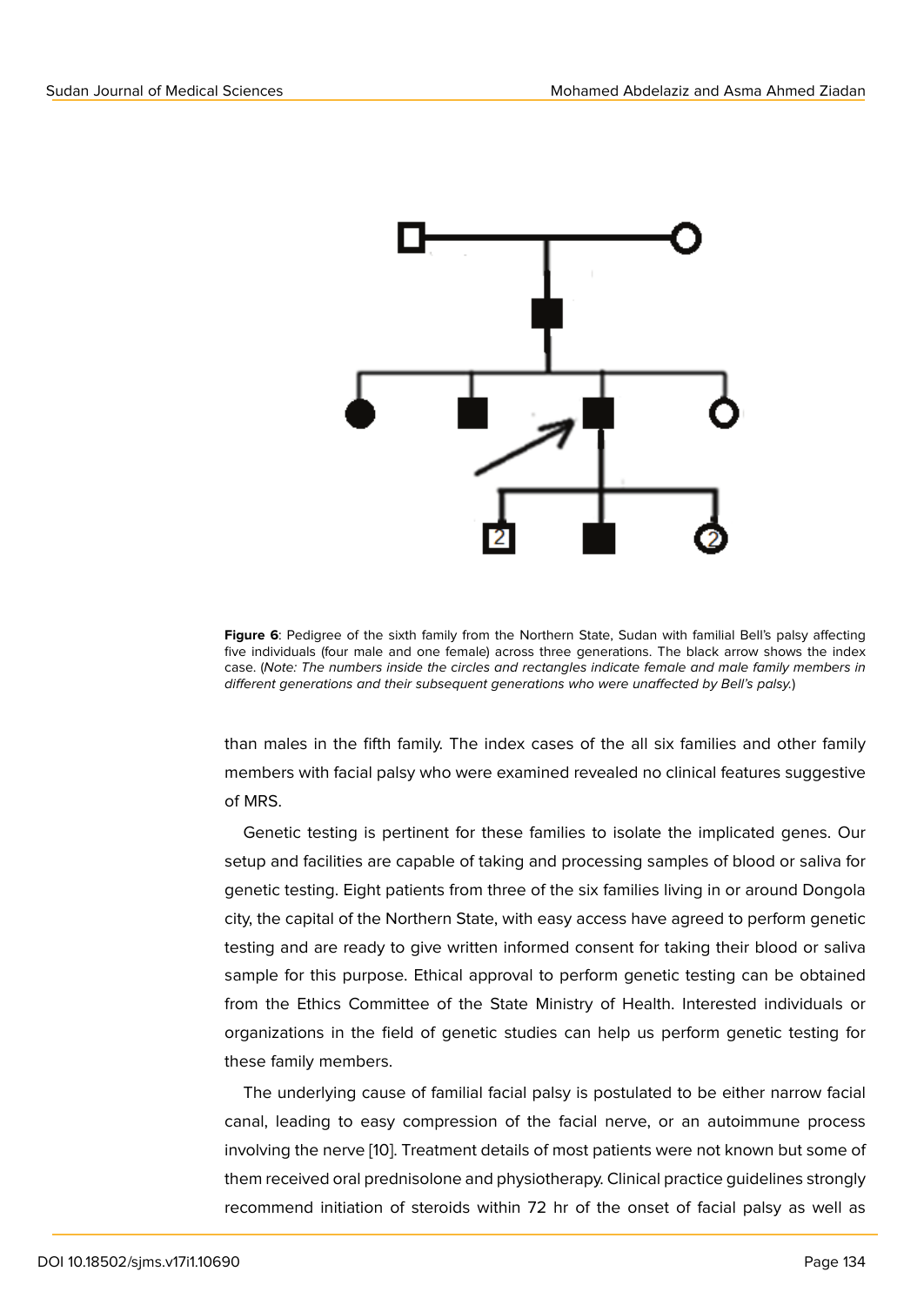**Figure 6**: Pedigree of the sixth family from the Northern State, Sudan with familial Bell's palsy affecting five individuals (four male and one female) across three generations. The black arrow shows the index case. (*Note: The numbers inside the circles and rectangles indicate female and male family members in different generations and their subsequent generations who were unaffected by Bell's palsy.*)

than males in the fifth family. The index cases of the all six families and other family members with facial palsy who were examined revealed no clinical features suggestive of MRS.

Genetic testing is pertinent for these families to isolate the implicated genes. Our setup and facilities are capable of taking and processing samples of blood or saliva for genetic testing. Eight patients from three of the six families living in or around Dongola city, the capital of the Northern State, with easy access have agreed to perform genetic testing and are ready to give written informed consent for taking their blood or saliva sample for this purpose. Ethical approval to perform genetic testing can be obtained from the Ethics Committee of the State Ministry of Health. Interested individuals or organizations in the field of genetic studies can help us perform genetic testing for these family members.

The underlying cause of familial facial palsy is postulated to be either narrow facial canal, leading to easy compression of the facial nerve, or an autoimmune process involving the nerve [10]. Treatment details of most patients were not known but some of them received oral prednisolone and physiotherapy. Clinical practice guidelines strongly recommend initiation of steroids within 72 hr of the onset of facial palsy as well as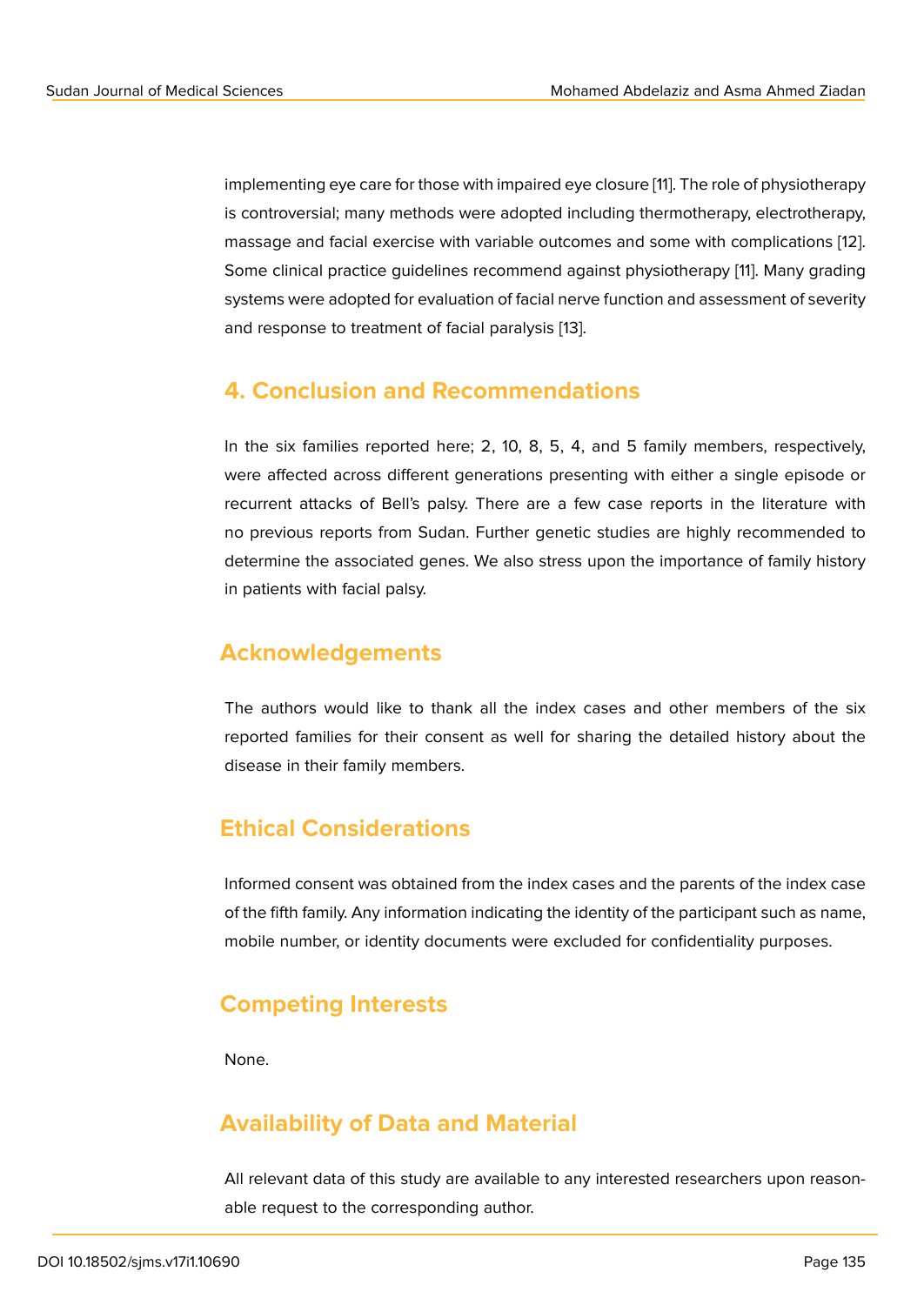implementing eye care for those with impaired eye closure [11]. The role of physiotherapy is controversial; many methods were adopted including thermotherapy, electrotherapy, massage and facial exercise with variable outcomes and some with complications [12]. Some clinical practice guidelines recommend against physiotherapy [11]. Many grading systems were adopted for evaluation of facial nerve function and assessment of severity and response to treatment of facial paralysis [13].

## 4. Conclusion and Recommendations

In the six families reported here; 2, 10, 8, 5, 4, and 5 family members, respectively, were affected across different generations presenting with either a single episode or recurrent attacks of Bell's palsy. There are a few case reports in the literature with no previous reports from Sudan. Further genetic studies are highly recommended to determine the associated genes. We also stress upon the importance of family history in patients with facial palsy.

## Acknowledgements

The authors would like to thank all the index cases and other members of the six reported families for their consent as well for sharing the detailed history about the disease in their family members.

## Ethical Considerations

Informed consent was obtained from the index cases and the parents of the index case of the fifth family. Any information indicating the identity of the participant such as name, mobile number, or identity documents were excluded for confidentiality purposes.

## Competing Interests

None.

## Availability of Data and Material

All relevant data of this study are available to any interested researchers upon reasonable request to the corresponding author.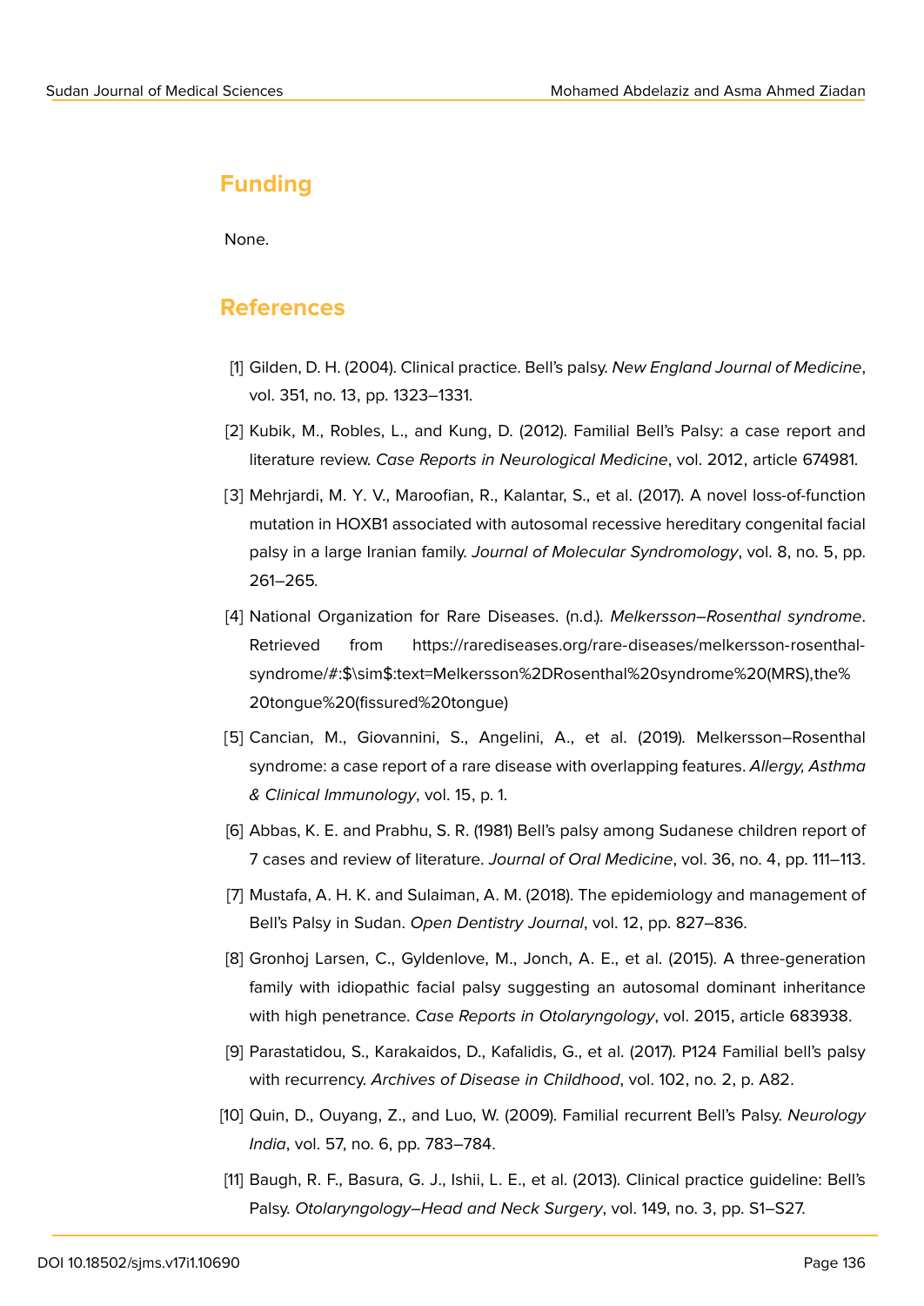## Funding

None.

## References

[1] Gilden, D. H. (2004). Clinical practice. Bell's palsy. *New England Journal of Medicine*, vol. 351, no. 13, pp. 1323–1331.

[2] Kubik, M., Robles, L., and Kung, D. (2012). Familial Bell's Palsy: a case report and literature review. *Case Reports in Neurological Medicine*, vol. 2012, article 674981.

[3] Mehrjardi, M. Y. V., Maroofian, R., Kalantar, S., et al. (2017). A novel loss-of-function mutation in HOXB1 associated with autosomal recessive hereditary congenital facial palsy in a large Iranian family. *Journal of Molecular Syndromology*, vol. 8, no. 5, pp. 261–265.

[4] National Organization for Rare Diseases. (n.d.). *Melkersson–Rosenthal syndrome*. Retrieved from https://rarediseases.org/rare-diseases/melkersson-rosenthal-syndrome/#:$\sim$:text=Melkersson%2DRosenthal%20syndrome%20(MRS),the%20tongue%20(fissured%20tongue)

[5] Cancian, M., Giovannini, S., Angelini, A., et al. (2019). Melkersson–Rosenthal syndrome: a case report of a rare disease with overlapping features. *Allergy, Asthma & Clinical Immunology*, vol. 15, p. 1.

[6] Abbas, K. E. and Prabhu, S. R. (1981) Bell's palsy among Sudanese children report of 7 cases and review of literature. *Journal of Oral Medicine*, vol. 36, no. 4, pp. 111–113.

[7] Mustafa, A. H. K. and Sulaiman, A. M. (2018). The epidemiology and management of Bell's Palsy in Sudan. *Open Dentistry Journal*, vol. 12, pp. 827–836.

[8] Gronhoj Larsen, C., Gyldenlove, M., Jonch, A. E., et al. (2015). A three-generation family with idiopathic facial palsy suggesting an autosomal dominant inheritance with high penetrance. *Case Reports in Otolaryngology*, vol. 2015, article 683938.

[9] Parastatidou, S., Karakaidos, D., Kafalidis, G., et al. (2017). P124 Familial bell's palsy with recurrency. *Archives of Disease in Childhood*, vol. 102, no. 2, p. A82.

[10] Quin, D., Ouyang, Z., and Luo, W. (2009). Familial recurrent Bell's Palsy. *Neurology India*, vol. 57, no. 6, pp. 783–784.

[11] Baugh, R. F., Basura, G. J., Ishii, L. E., et al. (2013). Clinical practice guideline: Bell's Palsy. *Otolaryngology–Head and Neck Surgery*, vol. 149, no. 3, pp. S1–S27.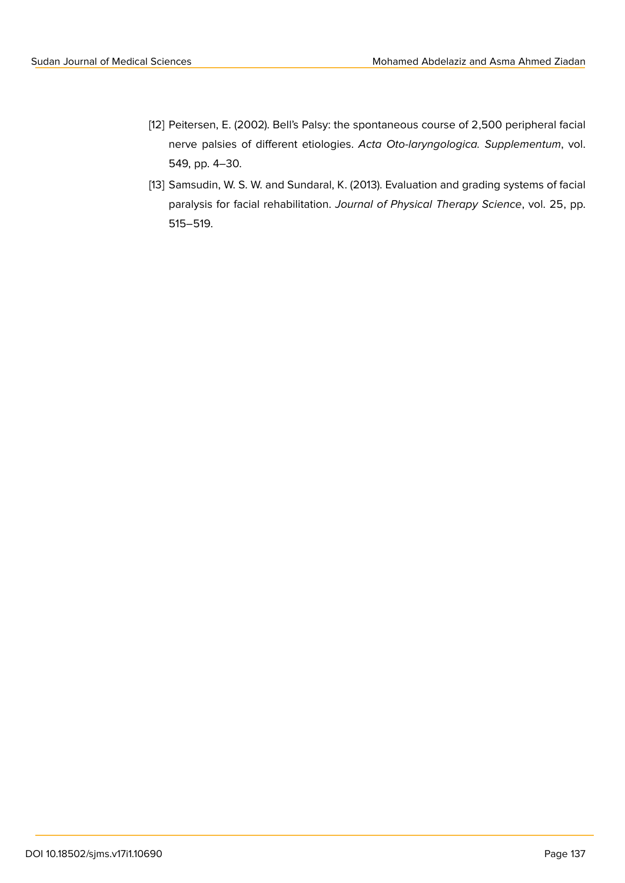[12] Peitersen, E. (2002). Bell's Palsy: the spontaneous course of 2,500 peripheral facial nerve palsies of different etiologies. *Acta Oto-laryngologica. Supplementum*, vol. 549, pp. 4–30.

[13] Samsudin, W. S. W. and Sundaral, K. (2013). Evaluation and grading systems of facial paralysis for facial rehabilitation. *Journal of Physical Therapy Science*, vol. 25, pp. 515–519.